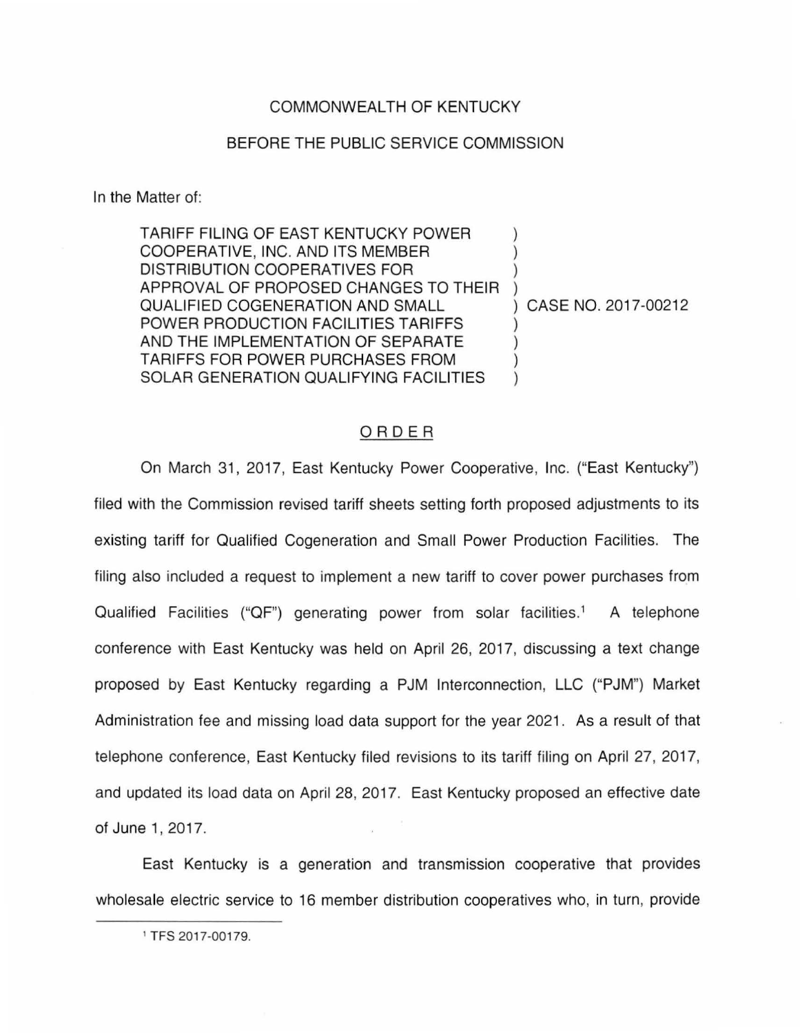COMMONWEALTH OF KENTUCKY

BEFORE THE PUBLIC SERVICE COMMISSION

In the Matter of:

| | |
|---|---|
| TARIFF FILING OF EAST KENTUCKY POWER COOPERATIVE, INC. AND ITS MEMBER DISTRIBUTION COOPERATIVES FOR APPROVAL OF PROPOSED CHANGES TO THEIR QUALIFIED COGENERATION AND SMALL POWER PRODUCTION FACILITIES TARIFFS AND THE IMPLEMENTATION OF SEPARATE TARIFFS FOR POWER PURCHASES FROM SOLAR GENERATION QUALIFYING FACILITIES | ) CASE NO. 2017-00212 |

## ORDER

On March 31, 2017, East Kentucky Power Cooperative, Inc. ("East Kentucky") filed with the Commission revised tariff sheets setting forth proposed adjustments to its existing tariff for Qualified Cogeneration and Small Power Production Facilities. The filing also included a request to implement a new tariff to cover power purchases from Qualified Facilities ("QF") generating power from solar facilities.[1] A telephone conference with East Kentucky was held on April 26, 2017, discussing a text change proposed by East Kentucky regarding a PJM Interconnection, LLC ("PJM") Market Administration fee and missing load data support for the year 2021. As a result of that telephone conference, East Kentucky filed revisions to its tariff filing on April 27, 2017, and updated its load data on April 28, 2017. East Kentucky proposed an effective date of June 1, 2017.

East Kentucky is a generation and transmission cooperative that provides wholesale electric service to 16 member distribution cooperatives who, in turn, provide

[1] TFS 2017-00179.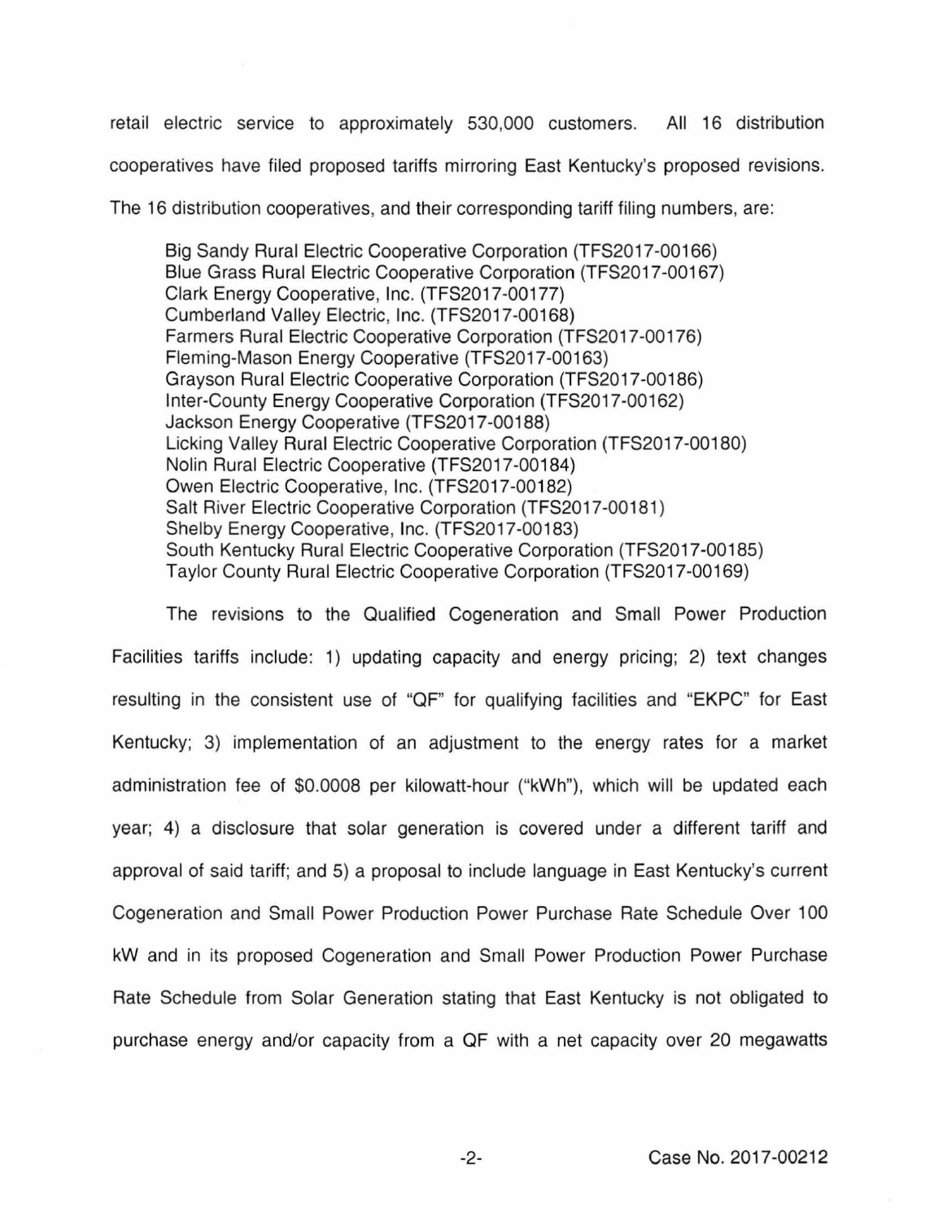retail electric service to approximately 530,000 customers. All 16 distribution cooperatives have filed proposed tariffs mirroring East Kentucky's proposed revisions. The 16 distribution cooperatives, and their corresponding tariff filing numbers, are:

Big Sandy Rural Electric Cooperative Corporation (TFS2017-00166)
Blue Grass Rural Electric Cooperative Corporation (TFS2017-00167)
Clark Energy Cooperative, Inc. (TFS2017-00177)
Cumberland Valley Electric, Inc. (TFS2017-00168)
Farmers Rural Electric Cooperative Corporation (TFS2017-00176)
Fleming-Mason Energy Cooperative (TFS2017-00163)
Grayson Rural Electric Cooperative Corporation (TFS2017-00186)
Inter-County Energy Cooperative Corporation (TFS2017-00162)
Jackson Energy Cooperative (TFS2017-00188)
Licking Valley Rural Electric Cooperative Corporation (TFS2017-00180)
Nolin Rural Electric Cooperative (TFS2017-00184)
Owen Electric Cooperative, Inc. (TFS2017-00182)
Salt River Electric Cooperative Corporation (TFS2017-00181)
Shelby Energy Cooperative, Inc. (TFS2017-00183)
South Kentucky Rural Electric Cooperative Corporation (TFS2017-00185)
Taylor County Rural Electric Cooperative Corporation (TFS2017-00169)

The revisions to the Qualified Cogeneration and Small Power Production Facilities tariffs include: 1) updating capacity and energy pricing; 2) text changes resulting in the consistent use of "QF" for qualifying facilities and "EKPC" for East Kentucky; 3) implementation of an adjustment to the energy rates for a market administration fee of $0.0008 per kilowatt-hour ("kWh"), which will be updated each year; 4) a disclosure that solar generation is covered under a different tariff and approval of said tariff; and 5) a proposal to include language in East Kentucky's current Cogeneration and Small Power Production Power Purchase Rate Schedule Over 100 kW and in its proposed Cogeneration and Small Power Production Power Purchase Rate Schedule from Solar Generation stating that East Kentucky is not obligated to purchase energy and/or capacity from a QF with a net capacity over 20 megawatts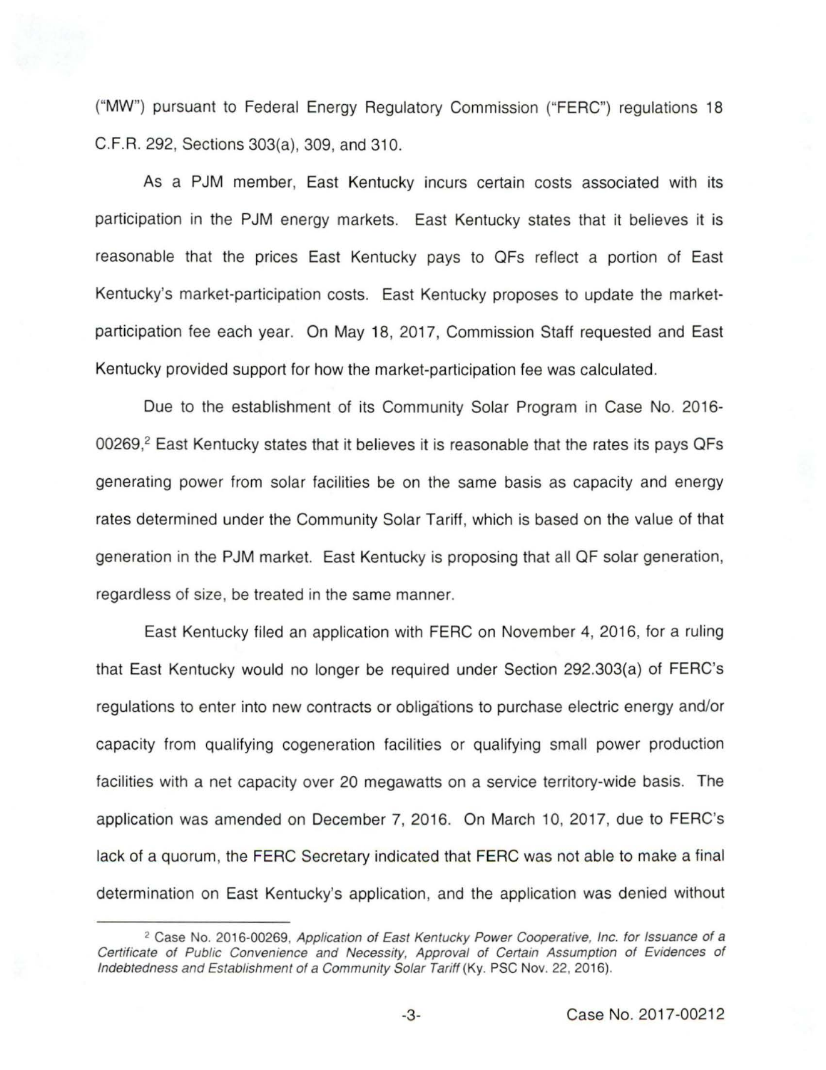("MW") pursuant to Federal Energy Regulatory Commission ("FERC") regulations 18 C.F.R. 292, Sections 303(a), 309, and 310.

As a PJM member, East Kentucky incurs certain costs associated with its participation in the PJM energy markets. East Kentucky states that it believes it is reasonable that the prices East Kentucky pays to QFs reflect a portion of East Kentucky's market-participation costs. East Kentucky proposes to update the market-participation fee each year. On May 18, 2017, Commission Staff requested and East Kentucky provided support for how the market-participation fee was calculated.

Due to the establishment of its Community Solar Program in Case No. 2016-00269,[2] East Kentucky states that it believes it is reasonable that the rates its pays QFs generating power from solar facilities be on the same basis as capacity and energy rates determined under the Community Solar Tariff, which is based on the value of that generation in the PJM market. East Kentucky is proposing that all QF solar generation, regardless of size, be treated in the same manner.

East Kentucky filed an application with FERC on November 4, 2016, for a ruling that East Kentucky would no longer be required under Section 292.303(a) of FERC's regulations to enter into new contracts or obligations to purchase electric energy and/or capacity from qualifying cogeneration facilities or qualifying small power production facilities with a net capacity over 20 megawatts on a service territory-wide basis. The application was amended on December 7, 2016. On March 10, 2017, due to FERC's lack of a quorum, the FERC Secretary indicated that FERC was not able to make a final determination on East Kentucky's application, and the application was denied without

---

[2] Case No. 2016-00269, *Application of East Kentucky Power Cooperative, Inc. for Issuance of a Certificate of Public Convenience and Necessity, Approval of Certain Assumption of Evidences of Indebtedness and Establishment of a Community Solar Tariff* (Ky. PSC Nov. 22, 2016).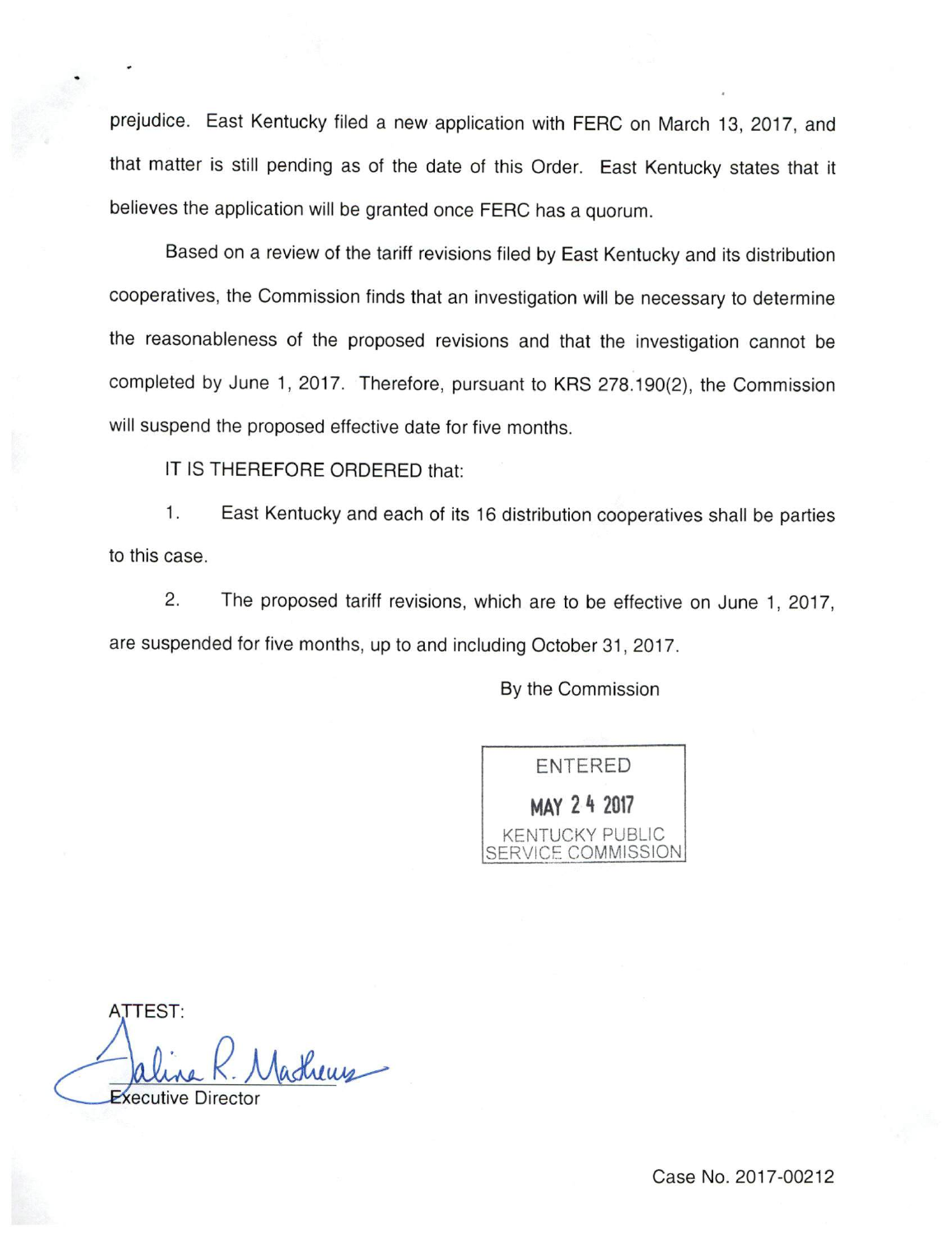prejudice. East Kentucky filed a new application with FERC on March 13, 2017, and that matter is still pending as of the date of this Order. East Kentucky states that it believes the application will be granted once FERC has a quorum.

Based on a review of the tariff revisions filed by East Kentucky and its distribution cooperatives, the Commission finds that an investigation will be necessary to determine the reasonableness of the proposed revisions and that the investigation cannot be completed by June 1, 2017. Therefore, pursuant to KRS 278.190(2), the Commission will suspend the proposed effective date for five months.

IT IS THEREFORE ORDERED that:

1. East Kentucky and each of its 16 distribution cooperatives shall be parties to this case.

2. The proposed tariff revisions, which are to be effective on June 1, 2017, are suspended for five months, up to and including October 31, 2017.

By the Commission

ENTERED
MAY 24 2017
KENTUCKY PUBLIC SERVICE COMMISSION

ATTEST:

Executive Director

Case No. 2017-00212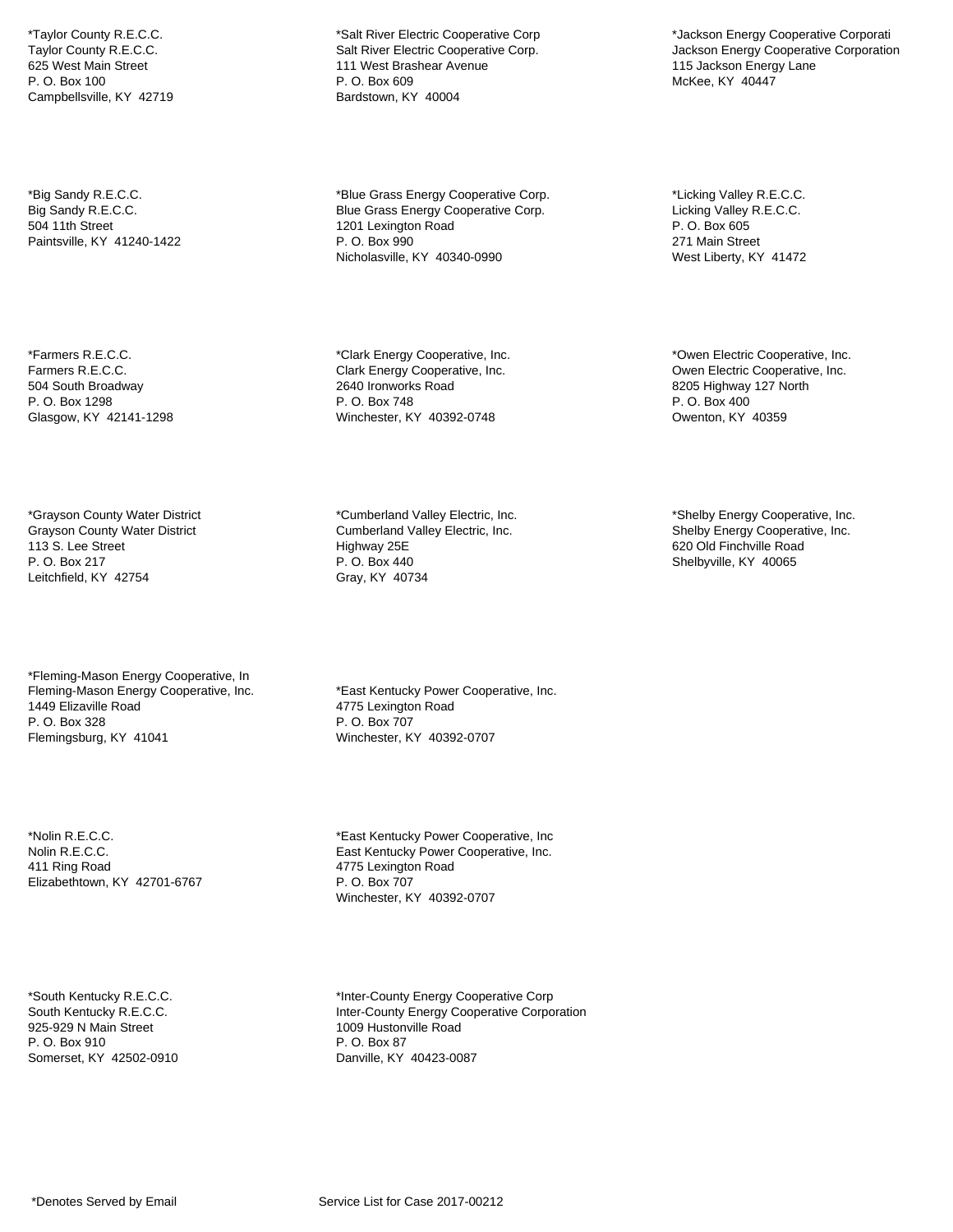*Taylor County R.E.C.C.
Taylor County R.E.C.C.
625 West Main Street
P. O. Box 100
Campbellsville, KY 42719

*Salt River Electric Cooperative Corp
Salt River Electric Cooperative Corp.
111 West Brashear Avenue
P. O. Box 609
Bardstown, KY 40004

*Jackson Energy Cooperative Corporati
Jackson Energy Cooperative Corporation
115 Jackson Energy Lane
McKee, KY 40447

*Big Sandy R.E.C.C.
Big Sandy R.E.C.C.
504 11th Street
Paintsville, KY 41240-1422

*Blue Grass Energy Cooperative Corp.
Blue Grass Energy Cooperative Corp.
1201 Lexington Road
P. O. Box 990
Nicholasville, KY 40340-0990

*Licking Valley R.E.C.C.
Licking Valley R.E.C.C.
P. O. Box 605
271 Main Street
West Liberty, KY 41472

*Farmers R.E.C.C.
Farmers R.E.C.C.
504 South Broadway
P. O. Box 1298
Glasgow, KY 42141-1298

*Clark Energy Cooperative, Inc.
Clark Energy Cooperative, Inc.
2640 Ironworks Road
P. O. Box 748
Winchester, KY 40392-0748

*Owen Electric Cooperative, Inc.
Owen Electric Cooperative, Inc.
8205 Highway 127 North
P. O. Box 400
Owenton, KY 40359

*Grayson County Water District
Grayson County Water District
113 S. Lee Street
P. O. Box 217
Leitchfield, KY 42754

*Cumberland Valley Electric, Inc.
Cumberland Valley Electric, Inc.
Highway 25E
P. O. Box 440
Gray, KY 40734

*Shelby Energy Cooperative, Inc.
Shelby Energy Cooperative, Inc.
620 Old Finchville Road
Shelbyville, KY 40065

*Fleming-Mason Energy Cooperative, In
Fleming-Mason Energy Cooperative, Inc.
1449 Elizaville Road
P. O. Box 328
Flemingsburg, KY 41041

*East Kentucky Power Cooperative, Inc.
4775 Lexington Road
P. O. Box 707
Winchester, KY 40392-0707

*Nolin R.E.C.C.
Nolin R.E.C.C.
411 Ring Road
Elizabethtown, KY 42701-6767

*East Kentucky Power Cooperative, Inc
East Kentucky Power Cooperative, Inc.
4775 Lexington Road
P. O. Box 707
Winchester, KY 40392-0707

*South Kentucky R.E.C.C.
South Kentucky R.E.C.C.
925-929 N Main Street
P. O. Box 910
Somerset, KY 42502-0910

*Inter-County Energy Cooperative Corp
Inter-County Energy Cooperative Corporation
1009 Hustonville Road
P. O. Box 87
Danville, KY 40423-0087

*Denotes Served by Email

Service List for Case 2017-00212